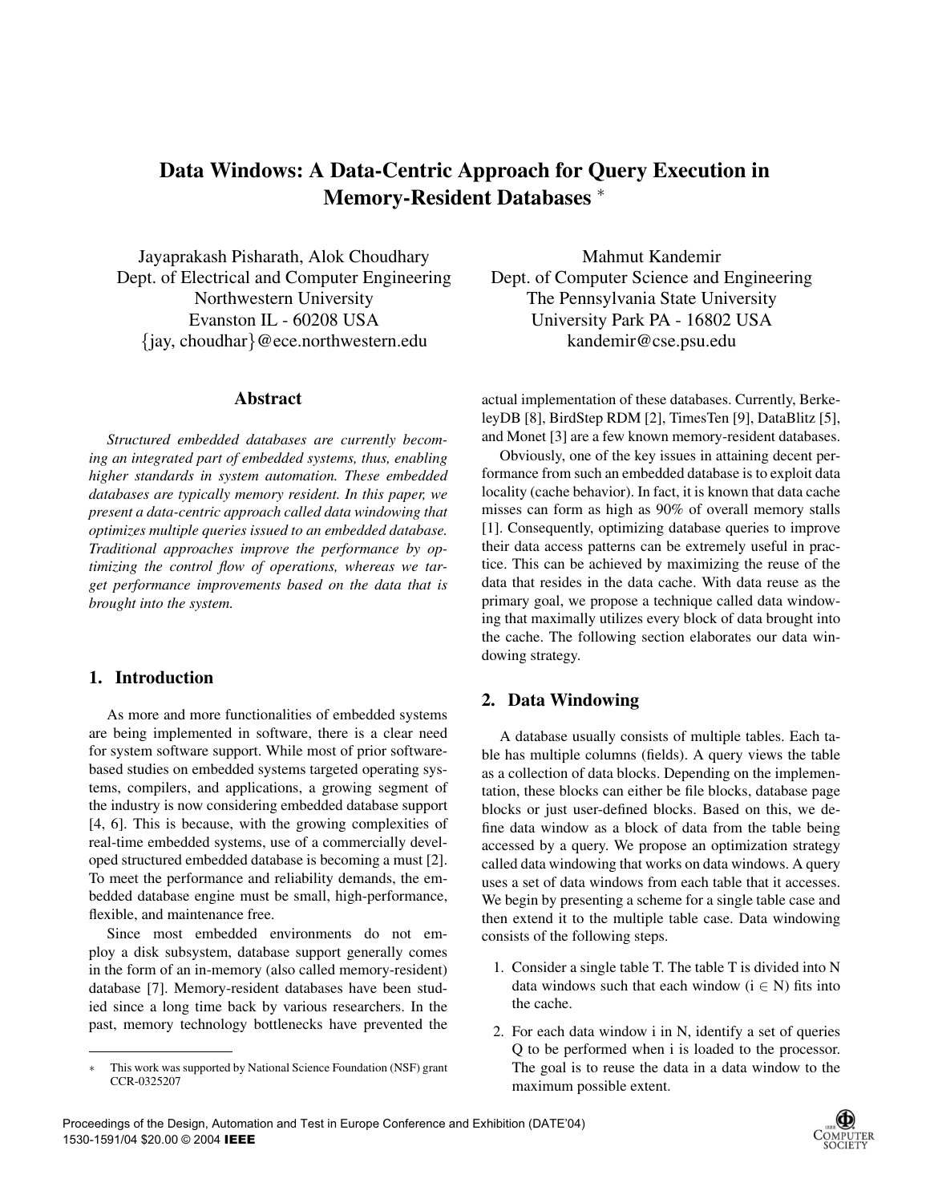# Data Windows: A Data-Centric Approach for Query Execution in Memory-Resident Databases *

Jayaprakash Pisharath, Alok Choudhary
Dept. of Electrical and Computer Engineering
Northwestern University
Evanston IL - 60208 USA
{jay, choudhar}@ece.northwestern.edu

Mahmut Kandemir
Dept. of Computer Science and Engineering
The Pennsylvania State University
University Park PA - 16802 USA
kandemir@cse.psu.edu

## Abstract

*Structured embedded databases are currently becoming an integrated part of embedded systems, thus, enabling higher standards in system automation. These embedded databases are typically memory resident. In this paper, we present a data-centric approach called data windowing that optimizes multiple queries issued to an embedded database. Traditional approaches improve the performance by optimizing the control flow of operations, whereas we target performance improvements based on the data that is brought into the system.*

## 1. Introduction

As more and more functionalities of embedded systems are being implemented in software, there is a clear need for system software support. While most of prior software-based studies on embedded systems targeted operating systems, compilers, and applications, a growing segment of the industry is now considering embedded database support [4, 6]. This is because, with the growing complexities of real-time embedded systems, use of a commercially developed structured embedded database is becoming a must [2]. To meet the performance and reliability demands, the embedded database engine must be small, high-performance, flexible, and maintenance free.

Since most embedded environments do not employ a disk subsystem, database support generally comes in the form of an in-memory (also called memory-resident) database [7]. Memory-resident databases have been studied since a long time back by various researchers. In the past, memory technology bottlenecks have prevented the actual implementation of these databases. Currently, BerkeleyDB [8], BirdStep RDM [2], TimesTen [9], DataBlitz [5], and Monet [3] are a few known memory-resident databases.

Obviously, one of the key issues in attaining decent performance from such an embedded database is to exploit data locality (cache behavior). In fact, it is known that data cache misses can form as high as 90% of overall memory stalls [1]. Consequently, optimizing database queries to improve their data access patterns can be extremely useful in practice. This can be achieved by maximizing the reuse of the data that resides in the data cache. With data reuse as the primary goal, we propose a technique called data windowing that maximally utilizes every block of data brought into the cache. The following section elaborates our data windowing strategy.

## 2. Data Windowing

A database usually consists of multiple tables. Each table has multiple columns (fields). A query views the table as a collection of data blocks. Depending on the implementation, these blocks can either be file blocks, database page blocks or just user-defined blocks. Based on this, we define data window as a block of data from the table being accessed by a query. We propose an optimization strategy called data windowing that works on data windows. A query uses a set of data windows from each table that it accesses. We begin by presenting a scheme for a single table case and then extend it to the multiple table case. Data windowing consists of the following steps.

1. Consider a single table T. The table T is divided into N data windows such that each window ($i \in N$) fits into the cache.
2. For each data window i in N, identify a set of queries Q to be performed when i is loaded to the processor. The goal is to reuse the data in a data window to the maximum possible extent.

\* This work was supported by National Science Foundation (NSF) grant CCR-0325207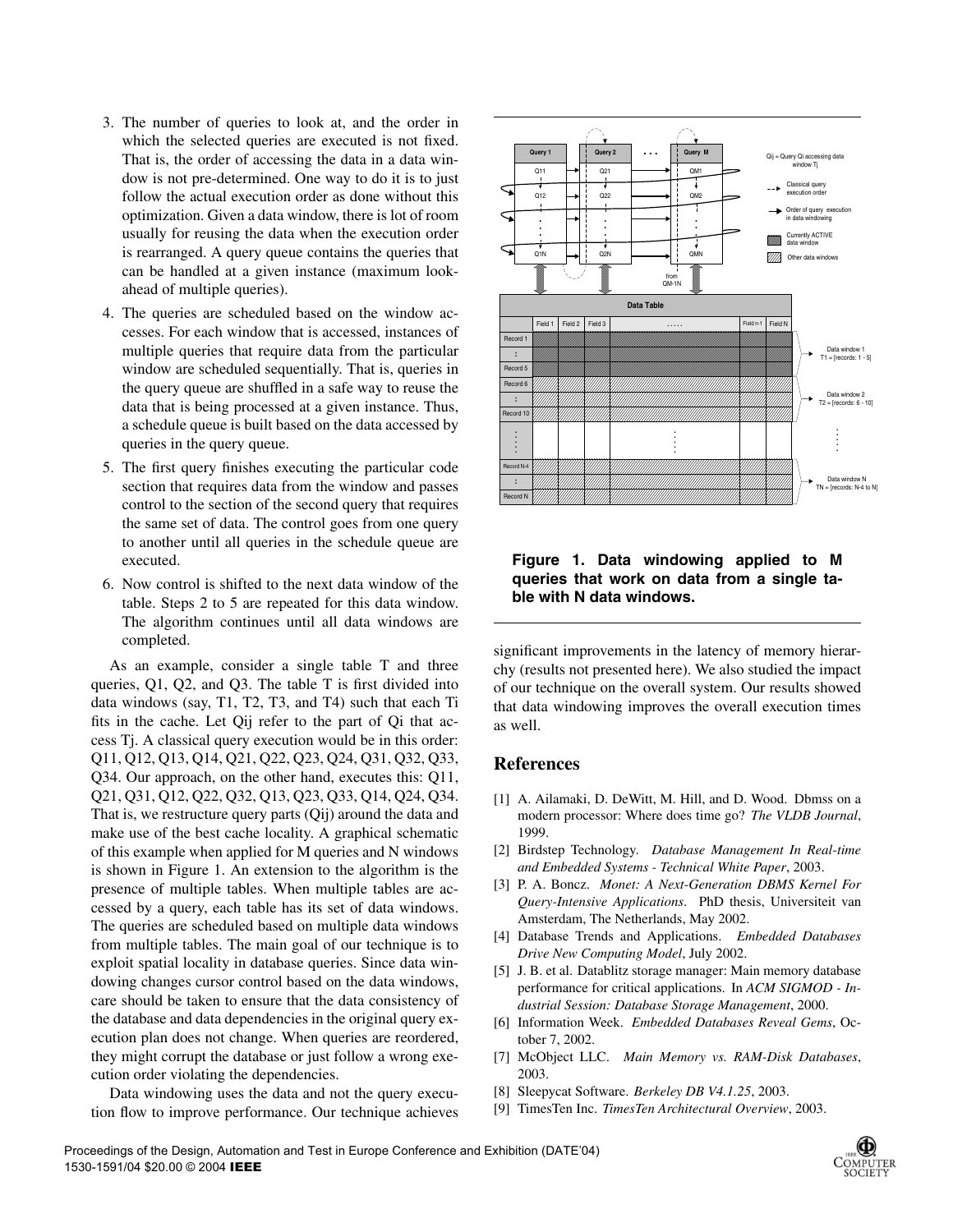3. The number of queries to look at, and the order in which the selected queries are executed is not fixed. That is, the order of accessing the data in a data window is not pre-determined. One way to do it is to just follow the actual execution order as done without this optimization. Given a data window, there is lot of room usually for reusing the data when the execution order is rearranged. A query queue contains the queries that can be handled at a given instance (maximum look-ahead of multiple queries).
4. The queries are scheduled based on the window accesses. For each window that is accessed, instances of multiple queries that require data from the particular window are scheduled sequentially. That is, queries in the query queue are shuffled in a safe way to reuse the data that is being processed at a given instance. Thus, a schedule queue is built based on the data accessed by queries in the query queue.
5. The first query finishes executing the particular code section that requires data from the window and passes control to the section of the second query that requires the same set of data. The control goes from one query to another until all queries in the schedule queue are executed.
6. Now control is shifted to the next data window of the table. Steps 2 to 5 are repeated for this data window. The algorithm continues until all data windows are completed.

As an example, consider a single table T and three queries, Q1, Q2, and Q3. The table T is first divided into data windows (say, T1, T2, T3, and T4) such that each Ti fits in the cache. Let Qij refer to the part of Qi that access Tj. A classical query execution would be in this order: Q11, Q12, Q13, Q14, Q21, Q22, Q23, Q24, Q31, Q32, Q33, Q34. Our approach, on the other hand, executes this: Q11, Q21, Q31, Q12, Q22, Q32, Q13, Q23, Q33, Q14, Q24, Q34. That is, we restructure query parts (Qij) around the data and make use of the best cache locality. A graphical schematic of this example when applied for M queries and N windows is shown in Figure 1. An extension to the algorithm is the presence of multiple tables. When multiple tables are accessed by a query, each table has its set of data windows. The queries are scheduled based on multiple data windows from multiple tables. The main goal of our technique is to exploit spatial locality in database queries. Since data windowing changes cursor control based on the data windows, care should be taken to ensure that the data consistency of the database and data dependencies in the original query execution plan does not change. When queries are reordered, they might corrupt the database or just follow a wrong execution order violating the dependencies.

Data windowing uses the data and not the query execution flow to improve performance. Our technique achieves significant improvements in the latency of memory hierarchy (results not presented here). We also studied the impact of our technique on the overall system. Our results showed that data windowing improves the overall execution times as well.

Query 1
Q11
Q12
Q1N
Query 2
Q21
Q22
Q2N
Query M
QM1
QM2
QMN
from QM-1N
Qij = Query Qi accessing data window Tj
Classical query execution order
Order of query execution in data windowing
Currently ACTIVE data window
Other data windows
Data Table
Field 1
Field 2
Field 3
.....
Field n-1
Field N
Record 1
Record 5
Record 6
Record 10
Record N-4
Record N
Data window 1
T1 = [records: 1 - 5]
Data window 2
T2 = [records: 6 - 10]
Data window N
TN = [records: N-4 to N]

**Figure 1. Data windowing applied to M queries that work on data from a single table with N data windows.**

## References

[1] A. Ailamaki, D. DeWitt, M. Hill, and D. Wood. Dbmss on a modern processor: Where does time go? *The VLDB Journal*, 1999.

[2] Birdstep Technology. *Database Management In Real-time and Embedded Systems - Technical White Paper*, 2003.

[3] P. A. Boncz. *Monet: A Next-Generation DBMS Kernel For Query-Intensive Applications*. PhD thesis, Universiteit van Amsterdam, The Netherlands, May 2002.

[4] Database Trends and Applications. *Embedded Databases Drive New Computing Model*, July 2002.

[5] J. B. et al. Datablitz storage manager: Main memory database performance for critical applications. In *ACM SIGMOD - Industrial Session: Database Storage Management*, 2000.

[6] Information Week. *Embedded Databases Reveal Gems*, October 7, 2002.

[7] McObject LLC. *Main Memory vs. RAM-Disk Databases*, 2003.

[8] Sleepycat Software. *Berkeley DB V4.1.25*, 2003.

[9] TimesTen Inc. *TimesTen Architectural Overview*, 2003.